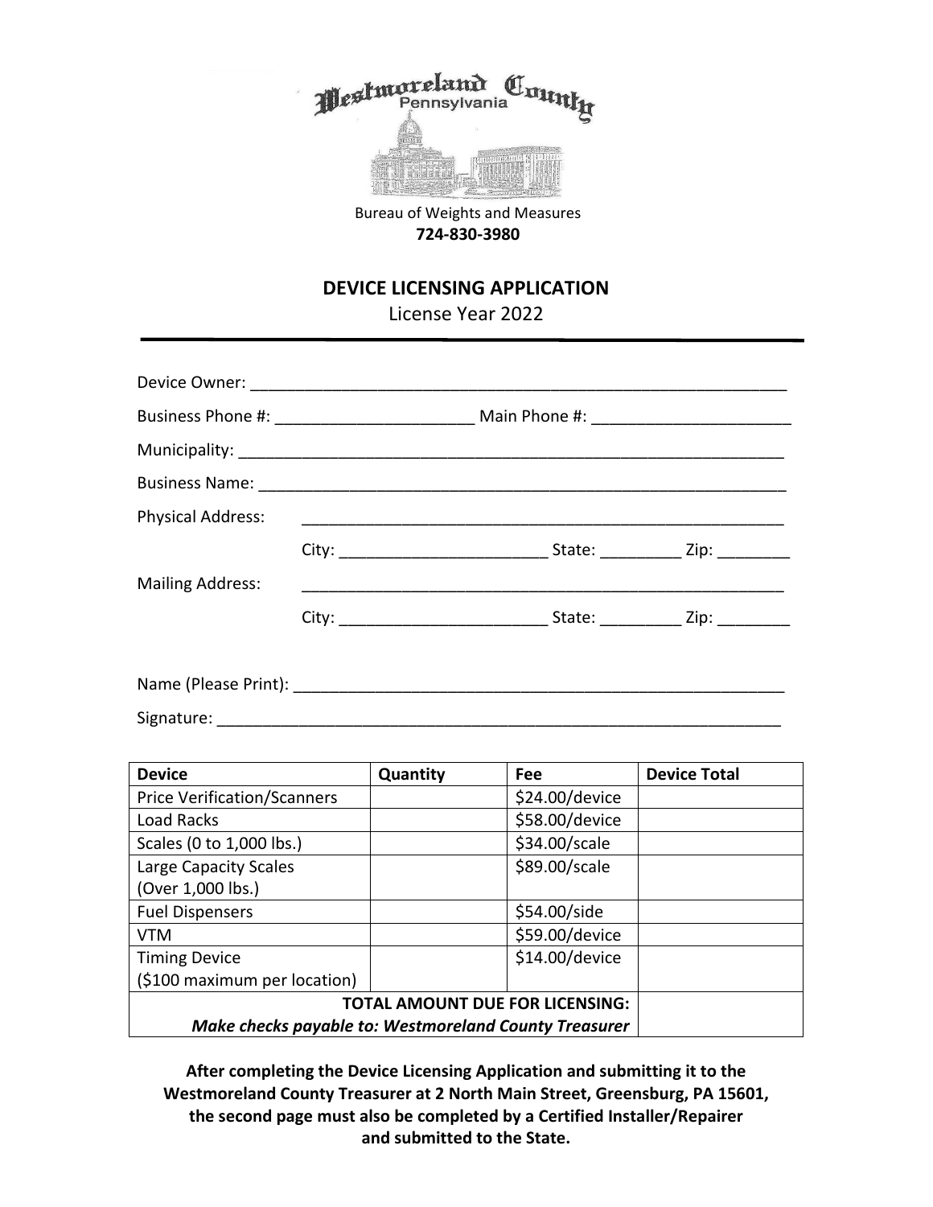Westmoreland County
Pennsylvania

Bureau of Weights and Measures
**724-830-3980**

## DEVICE LICENSING APPLICATION

License Year 2022

---

Device Owner: ____________________________________________________________

Business Phone #: ______________________ Main Phone #: ______________________

Municipality: ______________________________________________________________

Business Name: ____________________________________________________________

Physical Address: ____________________________________________________

City: _______________________ State: _________ Zip: ________

Mailing Address: ____________________________________________________

City: _______________________ State: _________ Zip: ________

Name (Please Print): ________________________________________________________

Signature: ________________________________________________________________

| Device | Quantity | Fee | Device Total |
|---|---|---|---|
| Price Verification/Scanners | | $24.00/device | |
| Load Racks | | $58.00/device | |
| Scales (0 to 1,000 lbs.) | | $34.00/scale | |
| Large Capacity Scales (Over 1,000 lbs.) | | $89.00/scale | |
| Fuel Dispensers | | $54.00/side | |
| VTM | | $59.00/device | |
| Timing Device ($100 maximum per location) | | $14.00/device | |
| **TOTAL AMOUNT DUE FOR LICENSING:** ***Make checks payable to: Westmoreland County Treasurer*** | | | |

**After completing the Device Licensing Application and submitting it to the Westmoreland County Treasurer at 2 North Main Street, Greensburg, PA 15601, the second page must also be completed by a Certified Installer/Repairer and submitted to the State.**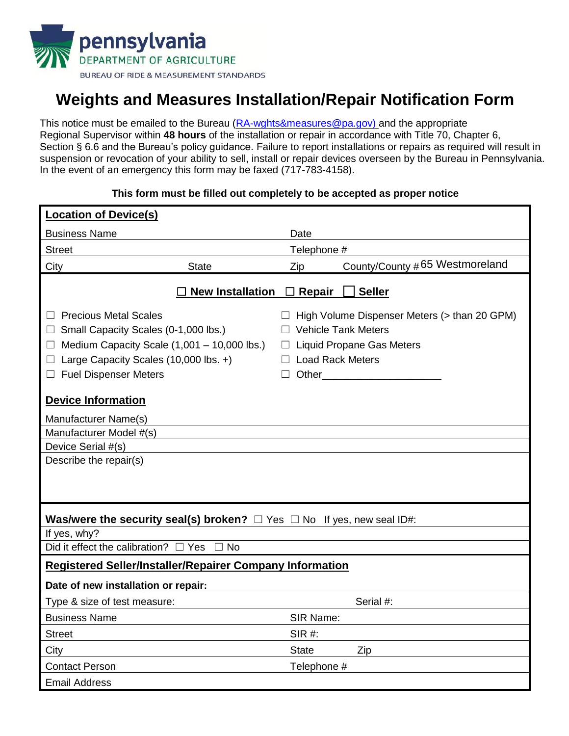pennsylvania
DEPARTMENT OF AGRICULTURE
BUREAU OF RIDE & MEASUREMENT STANDARDS

# Weights and Measures Installation/Repair Notification Form

This notice must be emailed to the Bureau (RA-wghts&measures@pa.gov) and the appropriate Regional Supervisor within **48 hours** of the installation or repair in accordance with Title 70, Chapter 6, Section § 6.6 and the Bureau's policy guidance. Failure to report installations or repairs as required will result in suspension or revocation of your ability to sell, install or repair devices overseen by the Bureau in Pennsylvania. In the event of an emergency this form may be faxed (717-783-4158).

**This form must be filled out completely to be accepted as proper notice**

## Location of Device(s)

| | | | |
|---|---|---|---|
| Business Name | | Date | |
| Street | | Telephone # | |
| City | State | Zip | County/County # 65 Westmoreland |

☐ **New Installation** ☐ **Repair** ☐ **Seller**

☐ Precious Metal Scales
☐ Small Capacity Scales (0-1,000 lbs.)
☐ Medium Capacity Scale (1,001 – 10,000 lbs.)
☐ Large Capacity Scales (10,000 lbs. +)
☐ Fuel Dispenser Meters
☐ High Volume Dispenser Meters (> than 20 GPM)
☐ Vehicle Tank Meters
☐ Liquid Propane Gas Meters
☐ Load Rack Meters
☐ Other____________________

## Device Information

Manufacturer Name(s)

Manufacturer Model #(s)

Device Serial #(s)

Describe the repair(s)

**Was/were the security seal(s) broken?** ☐ Yes ☐ No If yes, new seal ID#:

If yes, why?

Did it effect the calibration? ☐ Yes ☐ No

## Registered Seller/Installer/Repairer Company Information

**Date of new installation or repair:**

| | | | |
|---|---|---|---|
| Type & size of test measure: | | Serial #: | |
| Business Name | | SIR Name: | |
| Street | | SIR #: | |
| City | | State | Zip |
| Contact Person | | Telephone # | |
| Email Address | | | |